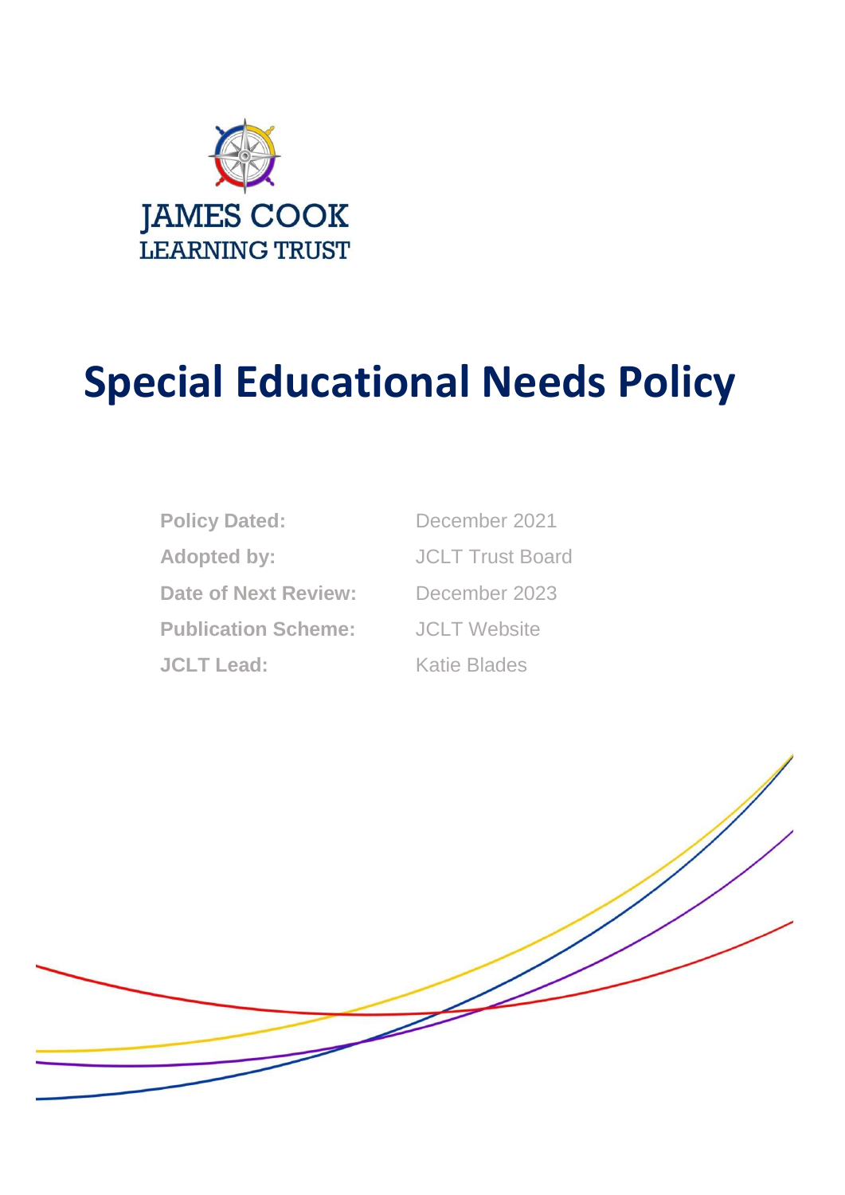JAMES COOK
LEARNING TRUST

# Special Educational Needs Policy

| | |
|---|---|
| **Policy Dated:** | December 2021 |
| **Adopted by:** | JCLT Trust Board |
| **Date of Next Review:** | December 2023 |
| **Publication Scheme:** | JCLT Website |
| **JCLT Lead:** | Katie Blades |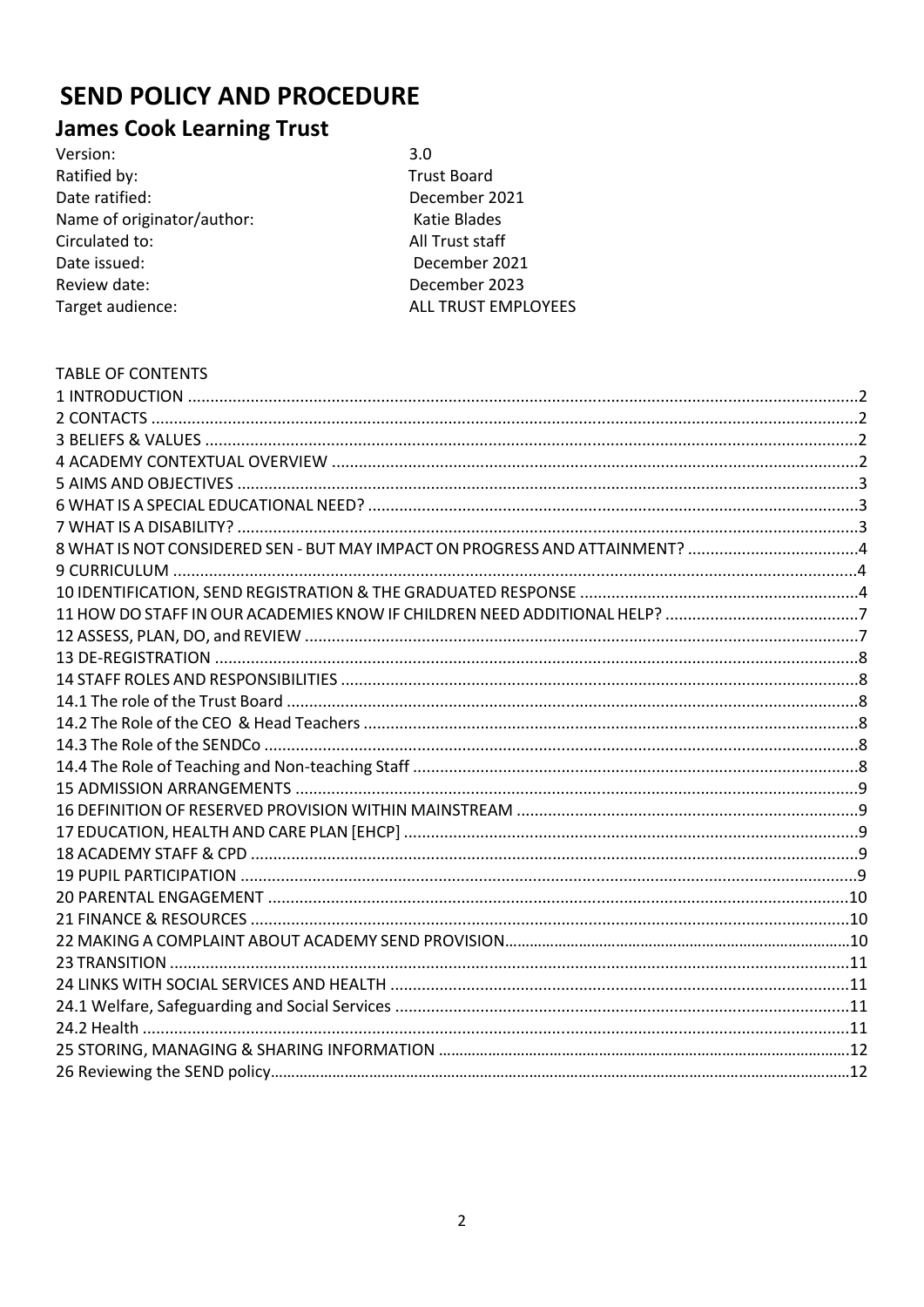# SEND POLICY AND PROCEDURE

## James Cook Learning Trust

| | |
|---|---|
| Version: | 3.0 |
| Ratified by: | Trust Board |
| Date ratified: | December 2021 |
| Name of originator/author: | Katie Blades |
| Circulated to: | All Trust staff |
| Date issued: | December 2021 |
| Review date: | December 2023 |
| Target audience: | ALL TRUST EMPLOYEES |

TABLE OF CONTENTS

1 INTRODUCTION ....2
2 CONTACTS ....2
3 BELIEFS & VALUES ....2
4 ACADEMY CONTEXTUAL OVERVIEW ....2
5 AIMS AND OBJECTIVES ....3
6 WHAT IS A SPECIAL EDUCATIONAL NEED? ....3
7 WHAT IS A DISABILITY? ....3
8 WHAT IS NOT CONSIDERED SEN - BUT MAY IMPACT ON PROGRESS AND ATTAINMENT? ....4
9 CURRICULUM ....4
10 IDENTIFICATION, SEND REGISTRATION & THE GRADUATED RESPONSE ....4
11 HOW DO STAFF IN OUR ACADEMIES KNOW IF CHILDREN NEED ADDITIONAL HELP? ....7
12 ASSESS, PLAN, DO, and REVIEW ....7
13 DE-REGISTRATION ....8
14 STAFF ROLES AND RESPONSIBILITIES ....8
14.1 The role of the Trust Board ....8
14.2 The Role of the CEO & Head Teachers ....8
14.3 The Role of the SENDCo ....8
14.4 The Role of Teaching and Non-teaching Staff ....8
15 ADMISSION ARRANGEMENTS ....9
16 DEFINITION OF RESERVED PROVISION WITHIN MAINSTREAM ....9
17 EDUCATION, HEALTH AND CARE PLAN [EHCP] ....9
18 ACADEMY STAFF & CPD ....9
19 PUPIL PARTICIPATION ....9
20 PARENTAL ENGAGEMENT ....10
21 FINANCE & RESOURCES ....10
22 MAKING A COMPLAINT ABOUT ACADEMY SEND PROVISION ....10
23 TRANSITION ....11
24 LINKS WITH SOCIAL SERVICES AND HEALTH ....11
24.1 Welfare, Safeguarding and Social Services ....11
24.2 Health ....11
25 STORING, MANAGING & SHARING INFORMATION ....12
26 Reviewing the SEND policy ....12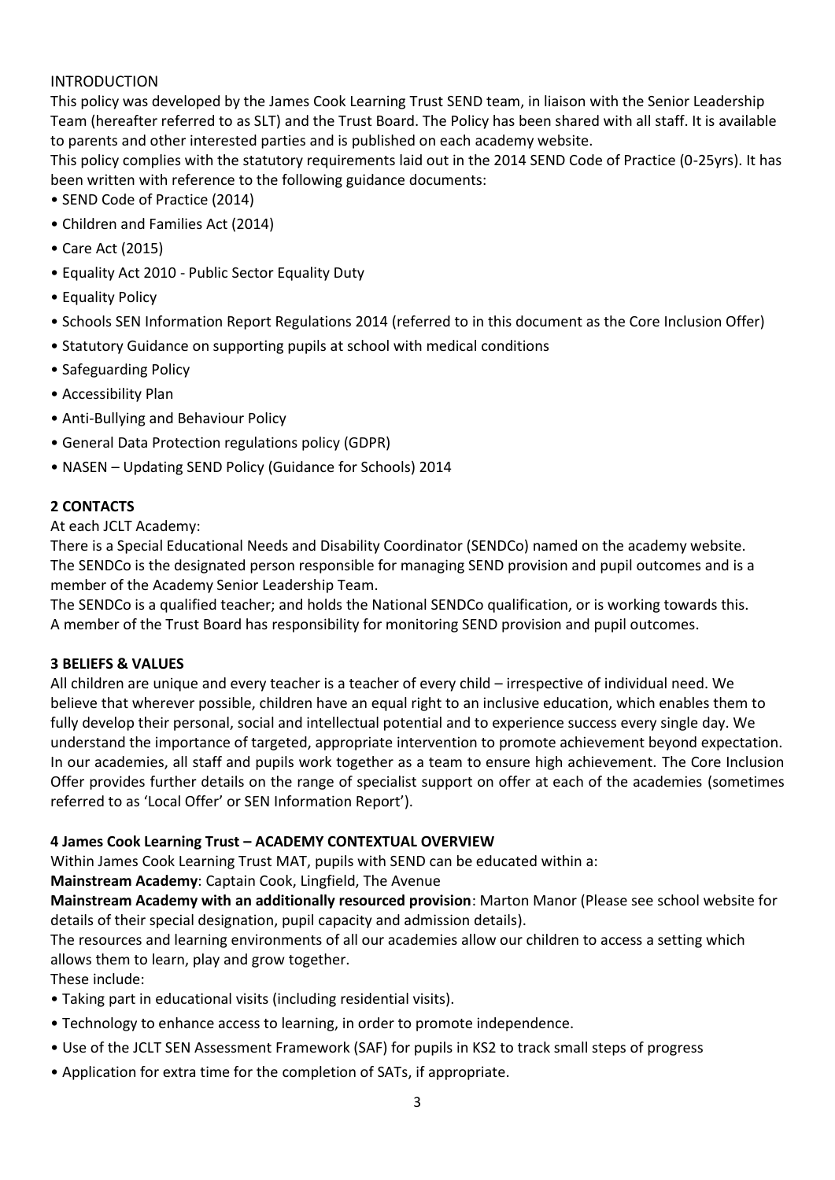## INTRODUCTION

This policy was developed by the James Cook Learning Trust SEND team, in liaison with the Senior Leadership Team (hereafter referred to as SLT) and the Trust Board. The Policy has been shared with all staff. It is available to parents and other interested parties and is published on each academy website.

This policy complies with the statutory requirements laid out in the 2014 SEND Code of Practice (0-25yrs). It has been written with reference to the following guidance documents:

- SEND Code of Practice (2014)
- Children and Families Act (2014)
- Care Act (2015)
- Equality Act 2010 - Public Sector Equality Duty
- Equality Policy
- Schools SEN Information Report Regulations 2014 (referred to in this document as the Core Inclusion Offer)
- Statutory Guidance on supporting pupils at school with medical conditions
- Safeguarding Policy
- Accessibility Plan
- Anti-Bullying and Behaviour Policy
- General Data Protection regulations policy (GDPR)
- NASEN – Updating SEND Policy (Guidance for Schools) 2014

## 2 CONTACTS

At each JCLT Academy:

There is a Special Educational Needs and Disability Coordinator (SENDCo) named on the academy website. The SENDCo is the designated person responsible for managing SEND provision and pupil outcomes and is a member of the Academy Senior Leadership Team.

The SENDCo is a qualified teacher; and holds the National SENDCo qualification, or is working towards this.

A member of the Trust Board has responsibility for monitoring SEND provision and pupil outcomes.

## 3 BELIEFS & VALUES

All children are unique and every teacher is a teacher of every child – irrespective of individual need. We believe that wherever possible, children have an equal right to an inclusive education, which enables them to fully develop their personal, social and intellectual potential and to experience success every single day. We understand the importance of targeted, appropriate intervention to promote achievement beyond expectation. In our academies, all staff and pupils work together as a team to ensure high achievement. The Core Inclusion Offer provides further details on the range of specialist support on offer at each of the academies (sometimes referred to as 'Local Offer' or SEN Information Report').

## 4 James Cook Learning Trust – ACADEMY CONTEXTUAL OVERVIEW

Within James Cook Learning Trust MAT, pupils with SEND can be educated within a:

**Mainstream Academy**: Captain Cook, Lingfield, The Avenue

**Mainstream Academy with an additionally resourced provision**: Marton Manor (Please see school website for details of their special designation, pupil capacity and admission details).

The resources and learning environments of all our academies allow our children to access a setting which allows them to learn, play and grow together.

These include:

- Taking part in educational visits (including residential visits).
- Technology to enhance access to learning, in order to promote independence.
- Use of the JCLT SEN Assessment Framework (SAF) for pupils in KS2 to track small steps of progress
- Application for extra time for the completion of SATs, if appropriate.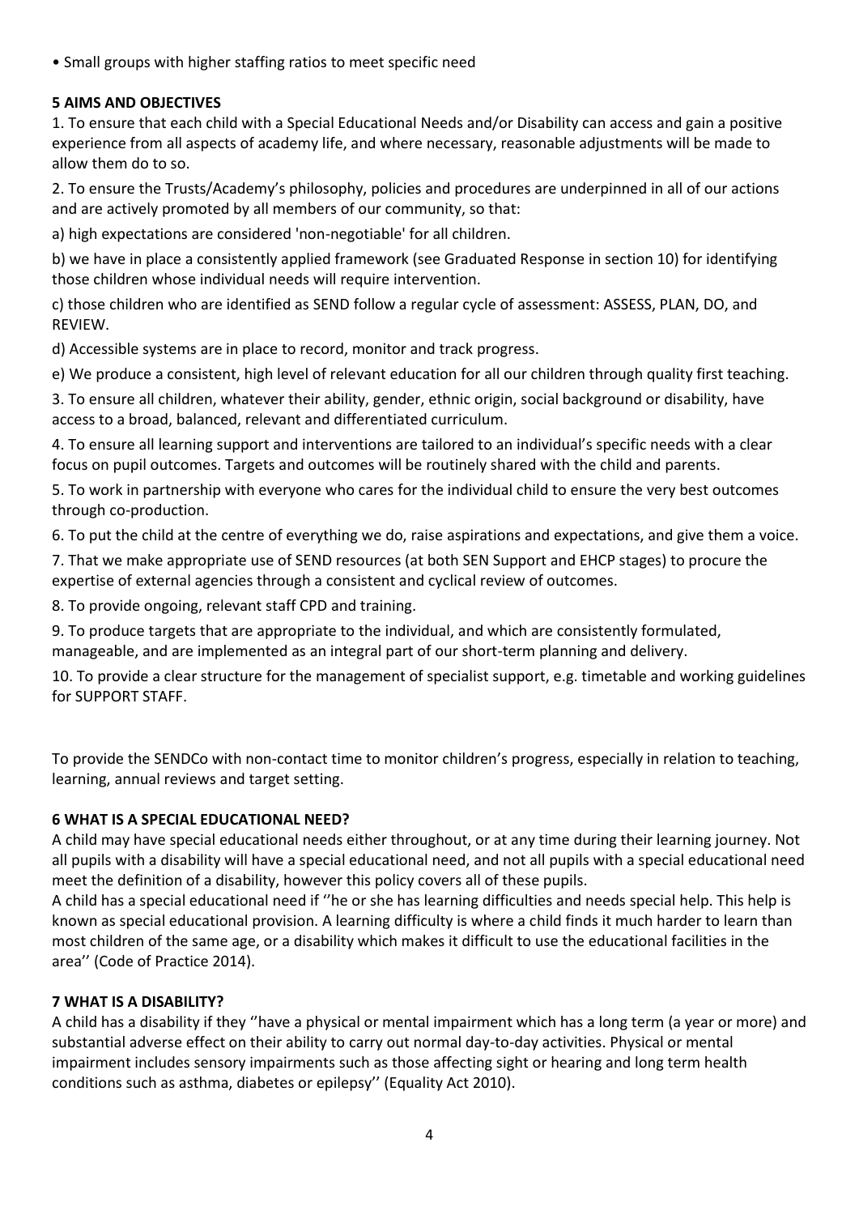• Small groups with higher staffing ratios to meet specific need

## 5 AIMS AND OBJECTIVES

1. To ensure that each child with a Special Educational Needs and/or Disability can access and gain a positive experience from all aspects of academy life, and where necessary, reasonable adjustments will be made to allow them do to so.

2. To ensure the Trusts/Academy's philosophy, policies and procedures are underpinned in all of our actions and are actively promoted by all members of our community, so that:

a) high expectations are considered 'non-negotiable' for all children.

b) we have in place a consistently applied framework (see Graduated Response in section 10) for identifying those children whose individual needs will require intervention.

c) those children who are identified as SEND follow a regular cycle of assessment: ASSESS, PLAN, DO, and REVIEW.

d) Accessible systems are in place to record, monitor and track progress.

e) We produce a consistent, high level of relevant education for all our children through quality first teaching.

3. To ensure all children, whatever their ability, gender, ethnic origin, social background or disability, have access to a broad, balanced, relevant and differentiated curriculum.

4. To ensure all learning support and interventions are tailored to an individual's specific needs with a clear focus on pupil outcomes. Targets and outcomes will be routinely shared with the child and parents.

5. To work in partnership with everyone who cares for the individual child to ensure the very best outcomes through co-production.

6. To put the child at the centre of everything we do, raise aspirations and expectations, and give them a voice.

7. That we make appropriate use of SEND resources (at both SEN Support and EHCP stages) to procure the expertise of external agencies through a consistent and cyclical review of outcomes.

8. To provide ongoing, relevant staff CPD and training.

9. To produce targets that are appropriate to the individual, and which are consistently formulated, manageable, and are implemented as an integral part of our short-term planning and delivery.

10. To provide a clear structure for the management of specialist support, e.g. timetable and working guidelines for SUPPORT STAFF.

To provide the SENDCo with non-contact time to monitor children's progress, especially in relation to teaching, learning, annual reviews and target setting.

## 6 WHAT IS A SPECIAL EDUCATIONAL NEED?

A child may have special educational needs either throughout, or at any time during their learning journey. Not all pupils with a disability will have a special educational need, and not all pupils with a special educational need meet the definition of a disability, however this policy covers all of these pupils.

A child has a special educational need if ''he or she has learning difficulties and needs special help. This help is known as special educational provision. A learning difficulty is where a child finds it much harder to learn than most children of the same age, or a disability which makes it difficult to use the educational facilities in the area'' (Code of Practice 2014).

## 7 WHAT IS A DISABILITY?

A child has a disability if they ''have a physical or mental impairment which has a long term (a year or more) and substantial adverse effect on their ability to carry out normal day-to-day activities. Physical or mental impairment includes sensory impairments such as those affecting sight or hearing and long term health conditions such as asthma, diabetes or epilepsy'' (Equality Act 2010).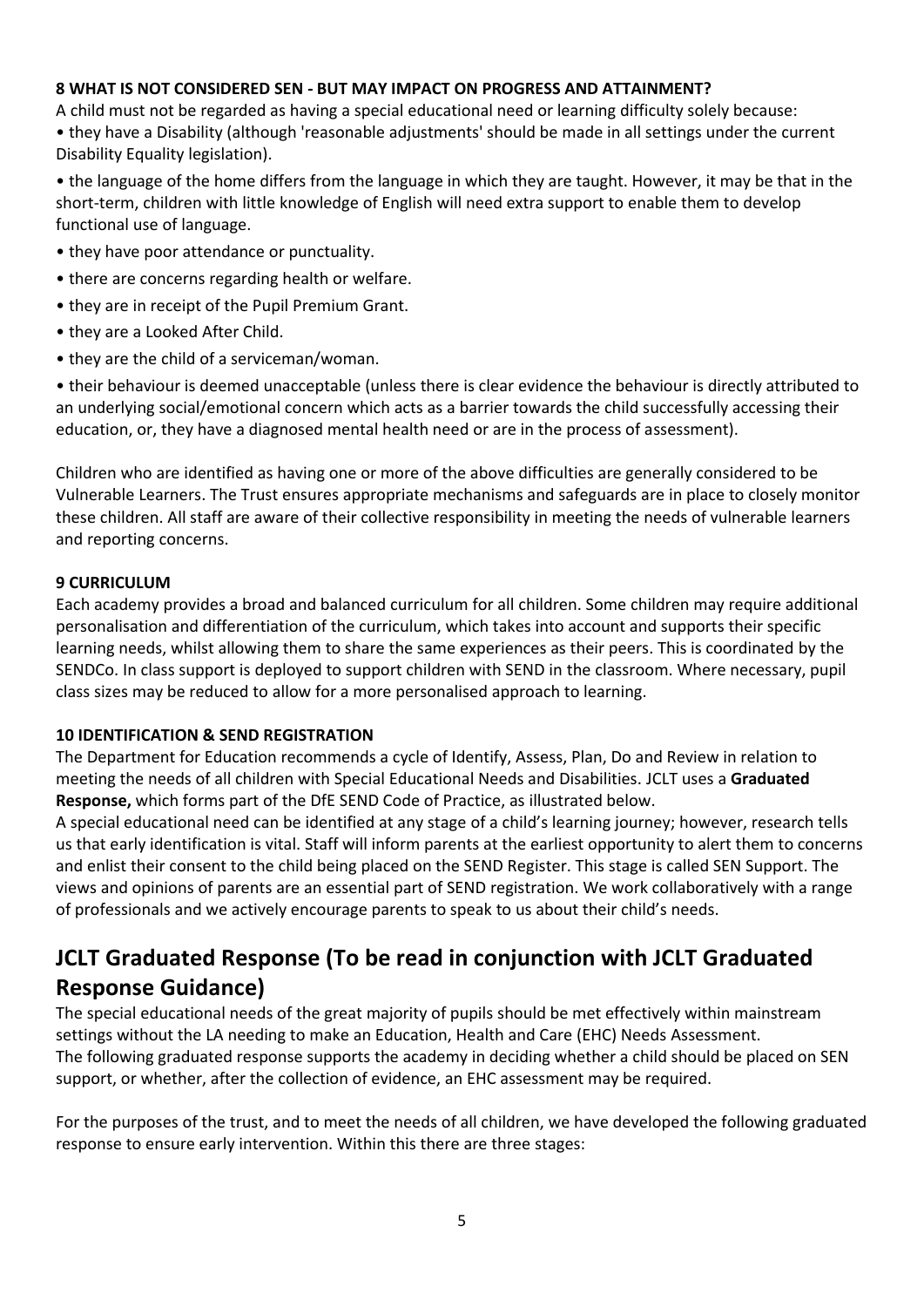**8 WHAT IS NOT CONSIDERED SEN - BUT MAY IMPACT ON PROGRESS AND ATTAINMENT?**

A child must not be regarded as having a special educational need or learning difficulty solely because:

- they have a Disability (although 'reasonable adjustments' should be made in all settings under the current Disability Equality legislation).
- the language of the home differs from the language in which they are taught. However, it may be that in the short-term, children with little knowledge of English will need extra support to enable them to develop functional use of language.
- they have poor attendance or punctuality.
- there are concerns regarding health or welfare.
- they are in receipt of the Pupil Premium Grant.
- they are a Looked After Child.
- they are the child of a serviceman/woman.
- their behaviour is deemed unacceptable (unless there is clear evidence the behaviour is directly attributed to an underlying social/emotional concern which acts as a barrier towards the child successfully accessing their education, or, they have a diagnosed mental health need or are in the process of assessment).

Children who are identified as having one or more of the above difficulties are generally considered to be Vulnerable Learners. The Trust ensures appropriate mechanisms and safeguards are in place to closely monitor these children. All staff are aware of their collective responsibility in meeting the needs of vulnerable learners and reporting concerns.

**9 CURRICULUM**

Each academy provides a broad and balanced curriculum for all children. Some children may require additional personalisation and differentiation of the curriculum, which takes into account and supports their specific learning needs, whilst allowing them to share the same experiences as their peers. This is coordinated by the SENDCo. In class support is deployed to support children with SEND in the classroom. Where necessary, pupil class sizes may be reduced to allow for a more personalised approach to learning.

**10 IDENTIFICATION & SEND REGISTRATION**

The Department for Education recommends a cycle of Identify, Assess, Plan, Do and Review in relation to meeting the needs of all children with Special Educational Needs and Disabilities. JCLT uses a **Graduated Response,** which forms part of the DfE SEND Code of Practice, as illustrated below.

A special educational need can be identified at any stage of a child's learning journey; however, research tells us that early identification is vital. Staff will inform parents at the earliest opportunity to alert them to concerns and enlist their consent to the child being placed on the SEND Register. This stage is called SEN Support. The views and opinions of parents are an essential part of SEND registration. We work collaboratively with a range of professionals and we actively encourage parents to speak to us about their child's needs.

## JCLT Graduated Response (To be read in conjunction with JCLT Graduated Response Guidance)

The special educational needs of the great majority of pupils should be met effectively within mainstream settings without the LA needing to make an Education, Health and Care (EHC) Needs Assessment.
The following graduated response supports the academy in deciding whether a child should be placed on SEN support, or whether, after the collection of evidence, an EHC assessment may be required.

For the purposes of the trust, and to meet the needs of all children, we have developed the following graduated response to ensure early intervention. Within this there are three stages: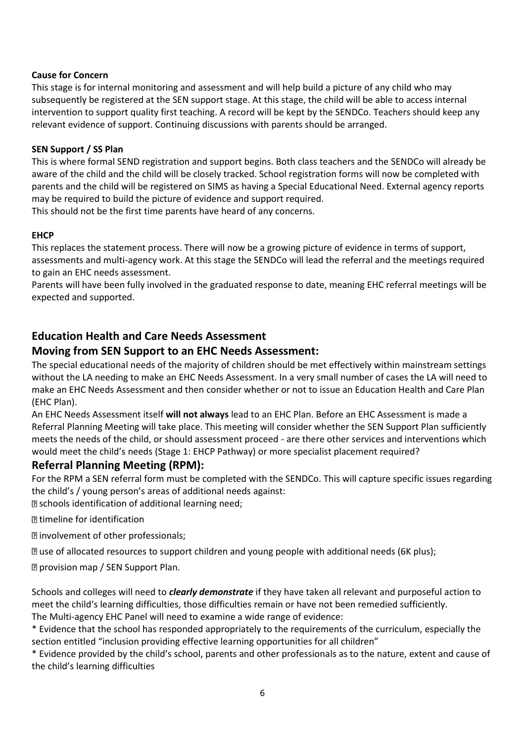**Cause for Concern**

This stage is for internal monitoring and assessment and will help build a picture of any child who may subsequently be registered at the SEN support stage. At this stage, the child will be able to access internal intervention to support quality first teaching. A record will be kept by the SENDCo. Teachers should keep any relevant evidence of support. Continuing discussions with parents should be arranged.

**SEN Support / SS Plan**

This is where formal SEND registration and support begins. Both class teachers and the SENDCo will already be aware of the child and the child will be closely tracked. School registration forms will now be completed with parents and the child will be registered on SIMS as having a Special Educational Need. External agency reports may be required to build the picture of evidence and support required.
This should not be the first time parents have heard of any concerns.

**EHCP**

This replaces the statement process. There will now be a growing picture of evidence in terms of support, assessments and multi-agency work. At this stage the SENDCo will lead the referral and the meetings required to gain an EHC needs assessment.
Parents will have been fully involved in the graduated response to date, meaning EHC referral meetings will be expected and supported.

## Education Health and Care Needs Assessment

## Moving from SEN Support to an EHC Needs Assessment:

The special educational needs of the majority of children should be met effectively within mainstream settings without the LA needing to make an EHC Needs Assessment. In a very small number of cases the LA will need to make an EHC Needs Assessment and then consider whether or not to issue an Education Health and Care Plan (EHC Plan).
An EHC Needs Assessment itself **will not always** lead to an EHC Plan. Before an EHC Assessment is made a Referral Planning Meeting will take place. This meeting will consider whether the SEN Support Plan sufficiently meets the needs of the child, or should assessment proceed - are there other services and interventions which would meet the child's needs (Stage 1: EHCP Pathway) or more specialist placement required?

## Referral Planning Meeting (RPM):

For the RPM a SEN referral form must be completed with the SENDCo. This will capture specific issues regarding the child's / young person's areas of additional needs against:

- schools identification of additional learning need;
- timeline for identification
- involvement of other professionals;
- use of allocated resources to support children and young people with additional needs (6K plus);
- provision map / SEN Support Plan.

Schools and colleges will need to ***clearly demonstrate*** if they have taken all relevant and purposeful action to meet the child's learning difficulties, those difficulties remain or have not been remedied sufficiently.
The Multi-agency EHC Panel will need to examine a wide range of evidence:
* Evidence that the school has responded appropriately to the requirements of the curriculum, especially the section entitled "inclusion providing effective learning opportunities for all children"
* Evidence provided by the child's school, parents and other professionals as to the nature, extent and cause of the child's learning difficulties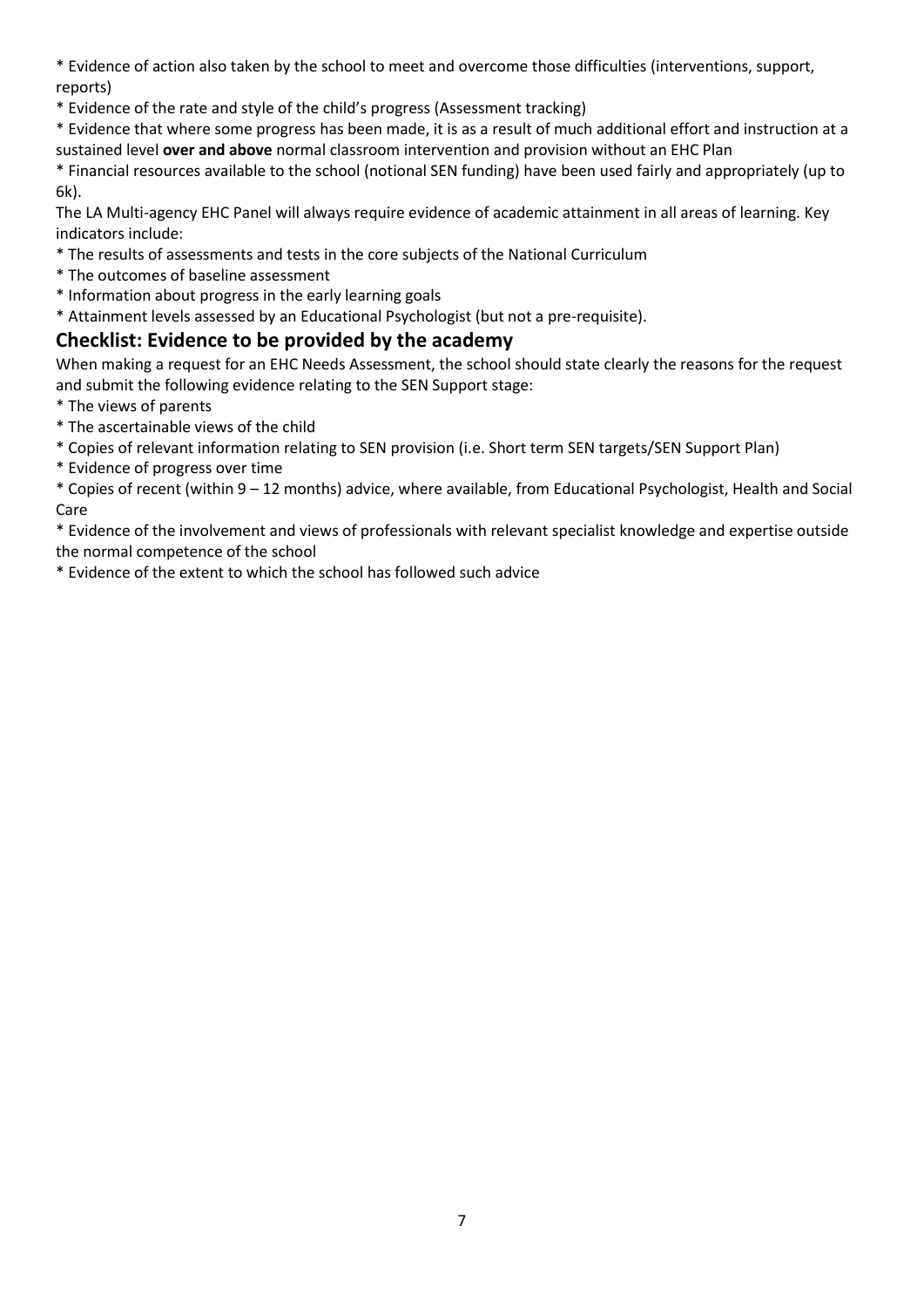* Evidence of action also taken by the school to meet and overcome those difficulties (interventions, support, reports)
* Evidence of the rate and style of the child's progress (Assessment tracking)
* Evidence that where some progress has been made, it is as a result of much additional effort and instruction at a sustained level **over and above** normal classroom intervention and provision without an EHC Plan
* Financial resources available to the school (notional SEN funding) have been used fairly and appropriately (up to 6k).

The LA Multi-agency EHC Panel will always require evidence of academic attainment in all areas of learning. Key indicators include:

* The results of assessments and tests in the core subjects of the National Curriculum
* The outcomes of baseline assessment
* Information about progress in the early learning goals
* Attainment levels assessed by an Educational Psychologist (but not a pre-requisite).

## Checklist: Evidence to be provided by the academy

When making a request for an EHC Needs Assessment, the school should state clearly the reasons for the request and submit the following evidence relating to the SEN Support stage:

* The views of parents
* The ascertainable views of the child
* Copies of relevant information relating to SEN provision (i.e. Short term SEN targets/SEN Support Plan)
* Evidence of progress over time
* Copies of recent (within 9 – 12 months) advice, where available, from Educational Psychologist, Health and Social Care
* Evidence of the involvement and views of professionals with relevant specialist knowledge and expertise outside the normal competence of the school
* Evidence of the extent to which the school has followed such advice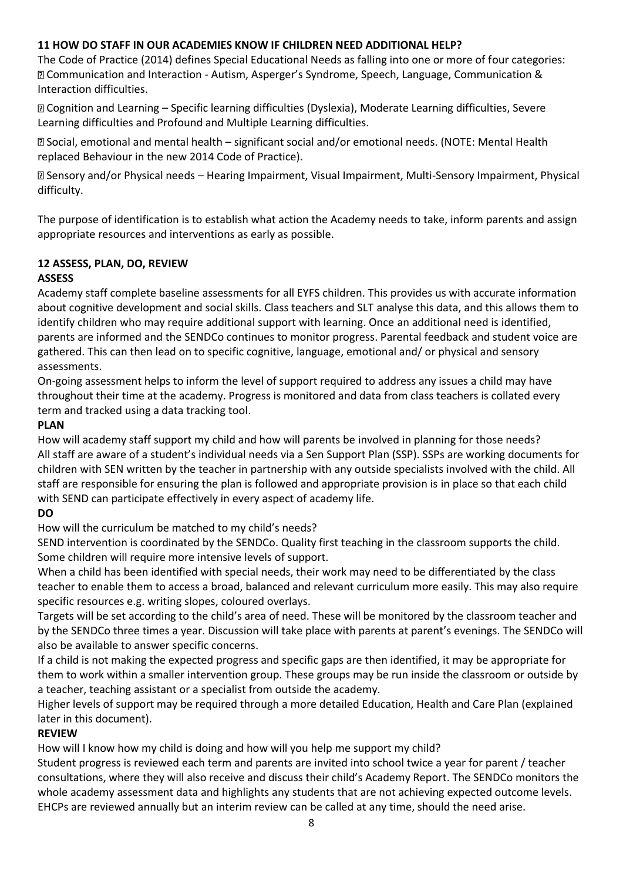## 11 HOW DO STAFF IN OUR ACADEMIES KNOW IF CHILDREN NEED ADDITIONAL HELP?

The Code of Practice (2014) defines Special Educational Needs as falling into one or more of four categories:

- Communication and Interaction - Autism, Asperger's Syndrome, Speech, Language, Communication & Interaction difficulties.
- Cognition and Learning – Specific learning difficulties (Dyslexia), Moderate Learning difficulties, Severe Learning difficulties and Profound and Multiple Learning difficulties.
- Social, emotional and mental health – significant social and/or emotional needs. (NOTE: Mental Health replaced Behaviour in the new 2014 Code of Practice).
- Sensory and/or Physical needs – Hearing Impairment, Visual Impairment, Multi-Sensory Impairment, Physical difficulty.

The purpose of identification is to establish what action the Academy needs to take, inform parents and assign appropriate resources and interventions as early as possible.

## 12 ASSESS, PLAN, DO, REVIEW

### ASSESS

Academy staff complete baseline assessments for all EYFS children. This provides us with accurate information about cognitive development and social skills. Class teachers and SLT analyse this data, and this allows them to identify children who may require additional support with learning. Once an additional need is identified, parents are informed and the SENDCo continues to monitor progress. Parental feedback and student voice are gathered. This can then lead on to specific cognitive, language, emotional and/ or physical and sensory assessments.

On-going assessment helps to inform the level of support required to address any issues a child may have throughout their time at the academy. Progress is monitored and data from class teachers is collated every term and tracked using a data tracking tool.

### PLAN

How will academy staff support my child and how will parents be involved in planning for those needs?

All staff are aware of a student's individual needs via a Sen Support Plan (SSP). SSPs are working documents for children with SEN written by the teacher in partnership with any outside specialists involved with the child. All staff are responsible for ensuring the plan is followed and appropriate provision is in place so that each child with SEND can participate effectively in every aspect of academy life.

### DO

How will the curriculum be matched to my child's needs?

SEND intervention is coordinated by the SENDCo. Quality first teaching in the classroom supports the child. Some children will require more intensive levels of support.

When a child has been identified with special needs, their work may need to be differentiated by the class teacher to enable them to access a broad, balanced and relevant curriculum more easily. This may also require specific resources e.g. writing slopes, coloured overlays.

Targets will be set according to the child's area of need. These will be monitored by the classroom teacher and by the SENDCo three times a year. Discussion will take place with parents at parent's evenings. The SENDCo will also be available to answer specific concerns.

If a child is not making the expected progress and specific gaps are then identified, it may be appropriate for them to work within a smaller intervention group. These groups may be run inside the classroom or outside by a teacher, teaching assistant or a specialist from outside the academy.

Higher levels of support may be required through a more detailed Education, Health and Care Plan (explained later in this document).

### REVIEW

How will I know how my child is doing and how will you help me support my child?

Student progress is reviewed each term and parents are invited into school twice a year for parent / teacher consultations, where they will also receive and discuss their child's Academy Report. The SENDCo monitors the whole academy assessment data and highlights any students that are not achieving expected outcome levels. EHCPs are reviewed annually but an interim review can be called at any time, should the need arise.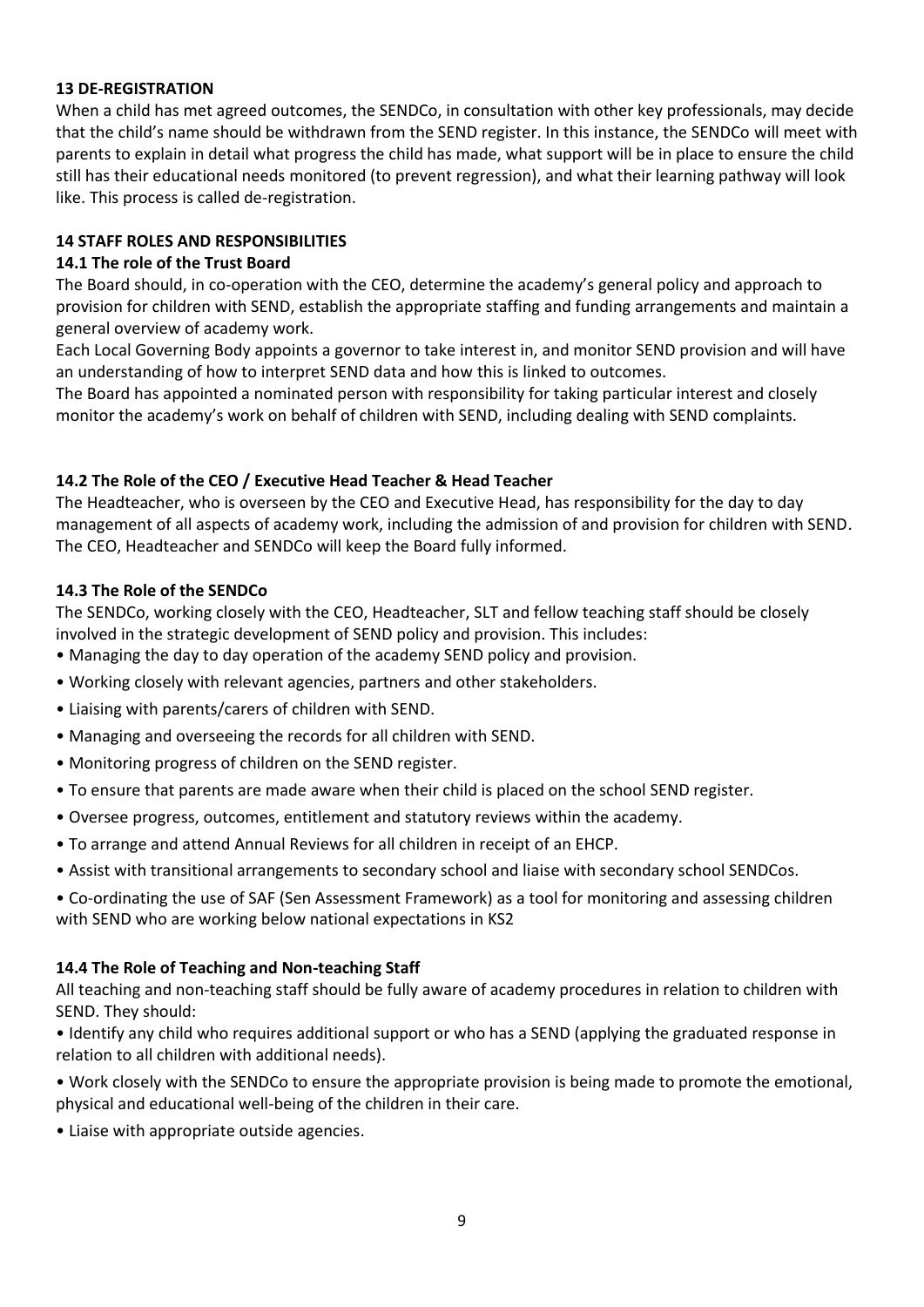## 13 DE-REGISTRATION

When a child has met agreed outcomes, the SENDCo, in consultation with other key professionals, may decide that the child's name should be withdrawn from the SEND register. In this instance, the SENDCo will meet with parents to explain in detail what progress the child has made, what support will be in place to ensure the child still has their educational needs monitored (to prevent regression), and what their learning pathway will look like. This process is called de-registration.

## 14 STAFF ROLES AND RESPONSIBILITIES

### 14.1 The role of the Trust Board

The Board should, in co-operation with the CEO, determine the academy's general policy and approach to provision for children with SEND, establish the appropriate staffing and funding arrangements and maintain a general overview of academy work.

Each Local Governing Body appoints a governor to take interest in, and monitor SEND provision and will have an understanding of how to interpret SEND data and how this is linked to outcomes.

The Board has appointed a nominated person with responsibility for taking particular interest and closely monitor the academy's work on behalf of children with SEND, including dealing with SEND complaints.

### 14.2 The Role of the CEO / Executive Head Teacher & Head Teacher

The Headteacher, who is overseen by the CEO and Executive Head, has responsibility for the day to day management of all aspects of academy work, including the admission of and provision for children with SEND. The CEO, Headteacher and SENDCo will keep the Board fully informed.

### 14.3 The Role of the SENDCo

The SENDCo, working closely with the CEO, Headteacher, SLT and fellow teaching staff should be closely involved in the strategic development of SEND policy and provision. This includes:

- Managing the day to day operation of the academy SEND policy and provision.
- Working closely with relevant agencies, partners and other stakeholders.
- Liaising with parents/carers of children with SEND.
- Managing and overseeing the records for all children with SEND.
- Monitoring progress of children on the SEND register.
- To ensure that parents are made aware when their child is placed on the school SEND register.
- Oversee progress, outcomes, entitlement and statutory reviews within the academy.
- To arrange and attend Annual Reviews for all children in receipt of an EHCP.
- Assist with transitional arrangements to secondary school and liaise with secondary school SENDCos.
- Co-ordinating the use of SAF (Sen Assessment Framework) as a tool for monitoring and assessing children with SEND who are working below national expectations in KS2

### 14.4 The Role of Teaching and Non-teaching Staff

All teaching and non-teaching staff should be fully aware of academy procedures in relation to children with SEND. They should:

- Identify any child who requires additional support or who has a SEND (applying the graduated response in relation to all children with additional needs).
- Work closely with the SENDCo to ensure the appropriate provision is being made to promote the emotional, physical and educational well-being of the children in their care.
- Liaise with appropriate outside agencies.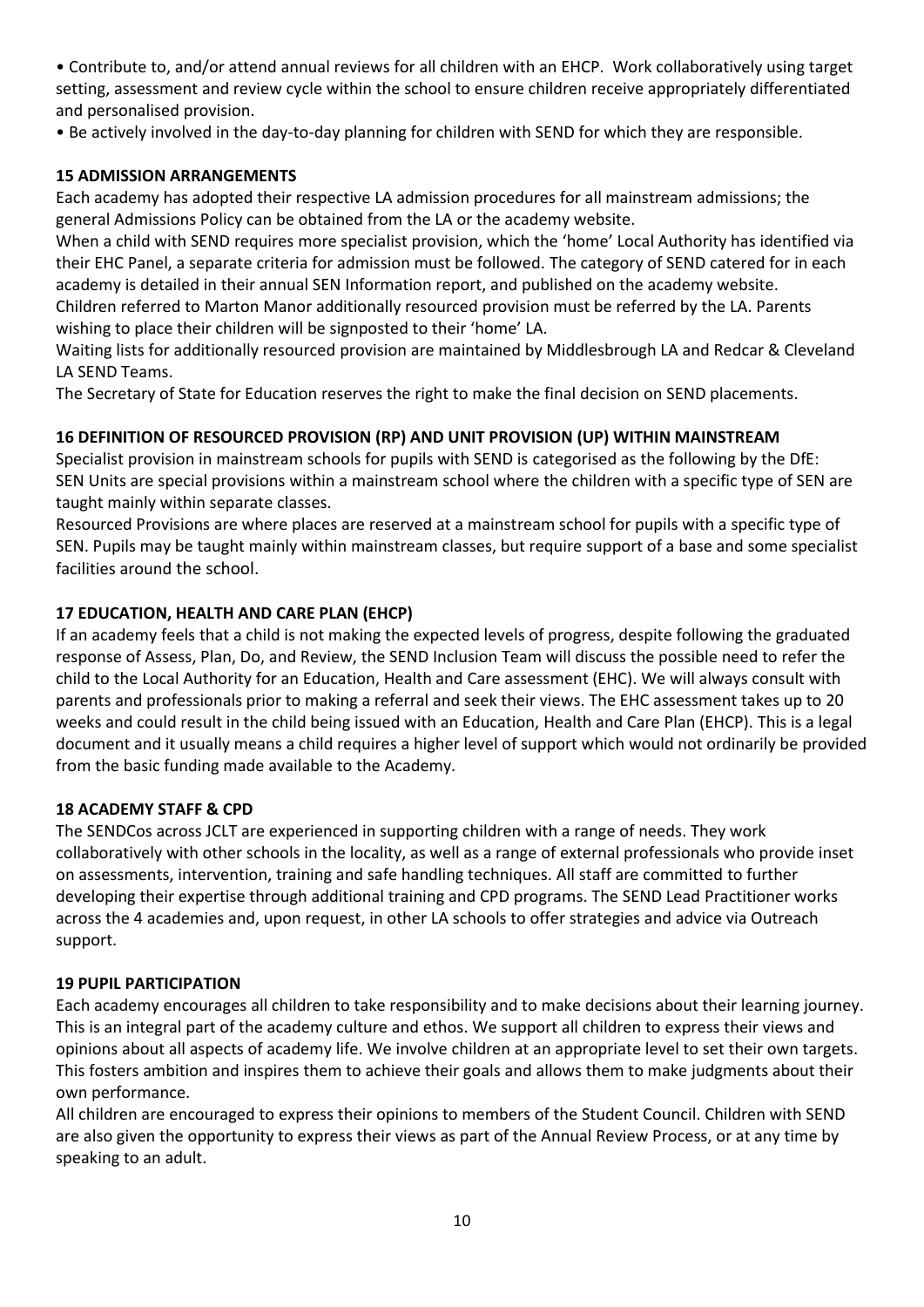- Contribute to, and/or attend annual reviews for all children with an EHCP. Work collaboratively using target setting, assessment and review cycle within the school to ensure children receive appropriately differentiated and personalised provision.
- Be actively involved in the day-to-day planning for children with SEND for which they are responsible.

## 15 ADMISSION ARRANGEMENTS

Each academy has adopted their respective LA admission procedures for all mainstream admissions; the general Admissions Policy can be obtained from the LA or the academy website.

When a child with SEND requires more specialist provision, which the 'home' Local Authority has identified via their EHC Panel, a separate criteria for admission must be followed. The category of SEND catered for in each academy is detailed in their annual SEN Information report, and published on the academy website.

Children referred to Marton Manor additionally resourced provision must be referred by the LA. Parents wishing to place their children will be signposted to their 'home' LA.

Waiting lists for additionally resourced provision are maintained by Middlesbrough LA and Redcar & Cleveland LA SEND Teams.

The Secretary of State for Education reserves the right to make the final decision on SEND placements.

## 16 DEFINITION OF RESOURCED PROVISION (RP) AND UNIT PROVISION (UP) WITHIN MAINSTREAM

Specialist provision in mainstream schools for pupils with SEND is categorised as the following by the DfE:

SEN Units are special provisions within a mainstream school where the children with a specific type of SEN are taught mainly within separate classes.

Resourced Provisions are where places are reserved at a mainstream school for pupils with a specific type of SEN. Pupils may be taught mainly within mainstream classes, but require support of a base and some specialist facilities around the school.

## 17 EDUCATION, HEALTH AND CARE PLAN (EHCP)

If an academy feels that a child is not making the expected levels of progress, despite following the graduated response of Assess, Plan, Do, and Review, the SEND Inclusion Team will discuss the possible need to refer the child to the Local Authority for an Education, Health and Care assessment (EHC). We will always consult with parents and professionals prior to making a referral and seek their views. The EHC assessment takes up to 20 weeks and could result in the child being issued with an Education, Health and Care Plan (EHCP). This is a legal document and it usually means a child requires a higher level of support which would not ordinarily be provided from the basic funding made available to the Academy.

## 18 ACADEMY STAFF & CPD

The SENDCos across JCLT are experienced in supporting children with a range of needs. They work collaboratively with other schools in the locality, as well as a range of external professionals who provide inset on assessments, intervention, training and safe handling techniques. All staff are committed to further developing their expertise through additional training and CPD programs. The SEND Lead Practitioner works across the 4 academies and, upon request, in other LA schools to offer strategies and advice via Outreach support.

## 19 PUPIL PARTICIPATION

Each academy encourages all children to take responsibility and to make decisions about their learning journey. This is an integral part of the academy culture and ethos. We support all children to express their views and opinions about all aspects of academy life. We involve children at an appropriate level to set their own targets. This fosters ambition and inspires them to achieve their goals and allows them to make judgments about their own performance.

All children are encouraged to express their opinions to members of the Student Council. Children with SEND are also given the opportunity to express their views as part of the Annual Review Process, or at any time by speaking to an adult.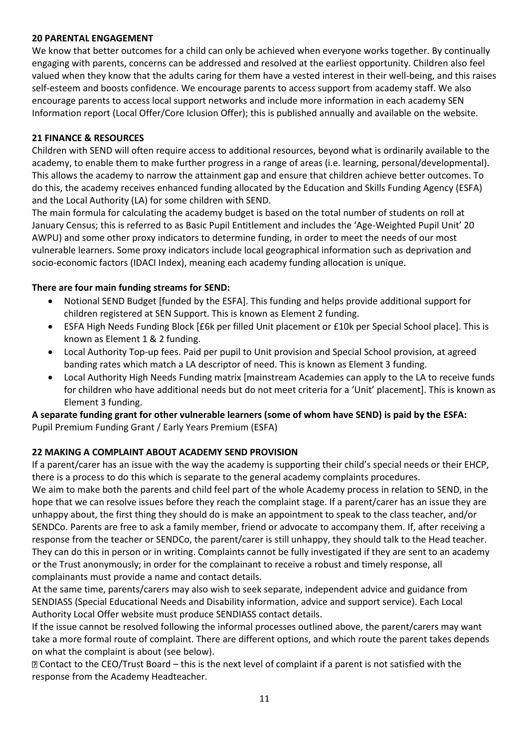**20 PARENTAL ENGAGEMENT**

We know that better outcomes for a child can only be achieved when everyone works together. By continually engaging with parents, concerns can be addressed and resolved at the earliest opportunity. Children also feel valued when they know that the adults caring for them have a vested interest in their well-being, and this raises self-esteem and boosts confidence. We encourage parents to access support from academy staff. We also encourage parents to access local support networks and include more information in each academy SEN Information report (Local Offer/Core Iclusion Offer); this is published annually and available on the website.

**21 FINANCE & RESOURCES**

Children with SEND will often require access to additional resources, beyond what is ordinarily available to the academy, to enable them to make further progress in a range of areas (i.e. learning, personal/developmental). This allows the academy to narrow the attainment gap and ensure that children achieve better outcomes. To do this, the academy receives enhanced funding allocated by the Education and Skills Funding Agency (ESFA) and the Local Authority (LA) for some children with SEND.

The main formula for calculating the academy budget is based on the total number of students on roll at January Census; this is referred to as Basic Pupil Entitlement and includes the 'Age-Weighted Pupil Unit' 20 AWPU) and some other proxy indicators to determine funding, in order to meet the needs of our most vulnerable learners. Some proxy indicators include local geographical information such as deprivation and socio-economic factors (IDACI Index), meaning each academy funding allocation is unique.

**There are four main funding streams for SEND:**

- Notional SEND Budget [funded by the ESFA]. This funding and helps provide additional support for children registered at SEN Support. This is known as Element 2 funding.
- ESFA High Needs Funding Block [£6k per filled Unit placement or £10k per Special School place]. This is known as Element 1 & 2 funding.
- Local Authority Top-up fees. Paid per pupil to Unit provision and Special School provision, at agreed banding rates which match a LA descriptor of need. This is known as Element 3 funding.
- Local Authority High Needs Funding matrix [mainstream Academies can apply to the LA to receive funds for children who have additional needs but do not meet criteria for a 'Unit' placement]. This is known as Element 3 funding.

**A separate funding grant for other vulnerable learners (some of whom have SEND) is paid by the ESFA:**
Pupil Premium Funding Grant / Early Years Premium (ESFA)

**22 MAKING A COMPLAINT ABOUT ACADEMY SEND PROVISION**

If a parent/carer has an issue with the way the academy is supporting their child's special needs or their EHCP, there is a process to do this which is separate to the general academy complaints procedures.

We aim to make both the parents and child feel part of the whole Academy process in relation to SEND, in the hope that we can resolve issues before they reach the complaint stage. If a parent/carer has an issue they are unhappy about, the first thing they should do is make an appointment to speak to the class teacher, and/or SENDCo. Parents are free to ask a family member, friend or advocate to accompany them. If, after receiving a response from the teacher or SENDCo, the parent/carer is still unhappy, they should talk to the Head teacher. They can do this in person or in writing. Complaints cannot be fully investigated if they are sent to an academy or the Trust anonymously; in order for the complainant to receive a robust and timely response, all complainants must provide a name and contact details.

At the same time, parents/carers may also wish to seek separate, independent advice and guidance from SENDIASS (Special Educational Needs and Disability information, advice and support service). Each Local Authority Local Offer website must produce SENDIASS contact details.

If the issue cannot be resolved following the informal processes outlined above, the parent/carers may want take a more formal route of complaint. There are different options, and which route the parent takes depends on what the complaint is about (see below).

- Contact to the CEO/Trust Board – this is the next level of complaint if a parent is not satisfied with the response from the Academy Headteacher.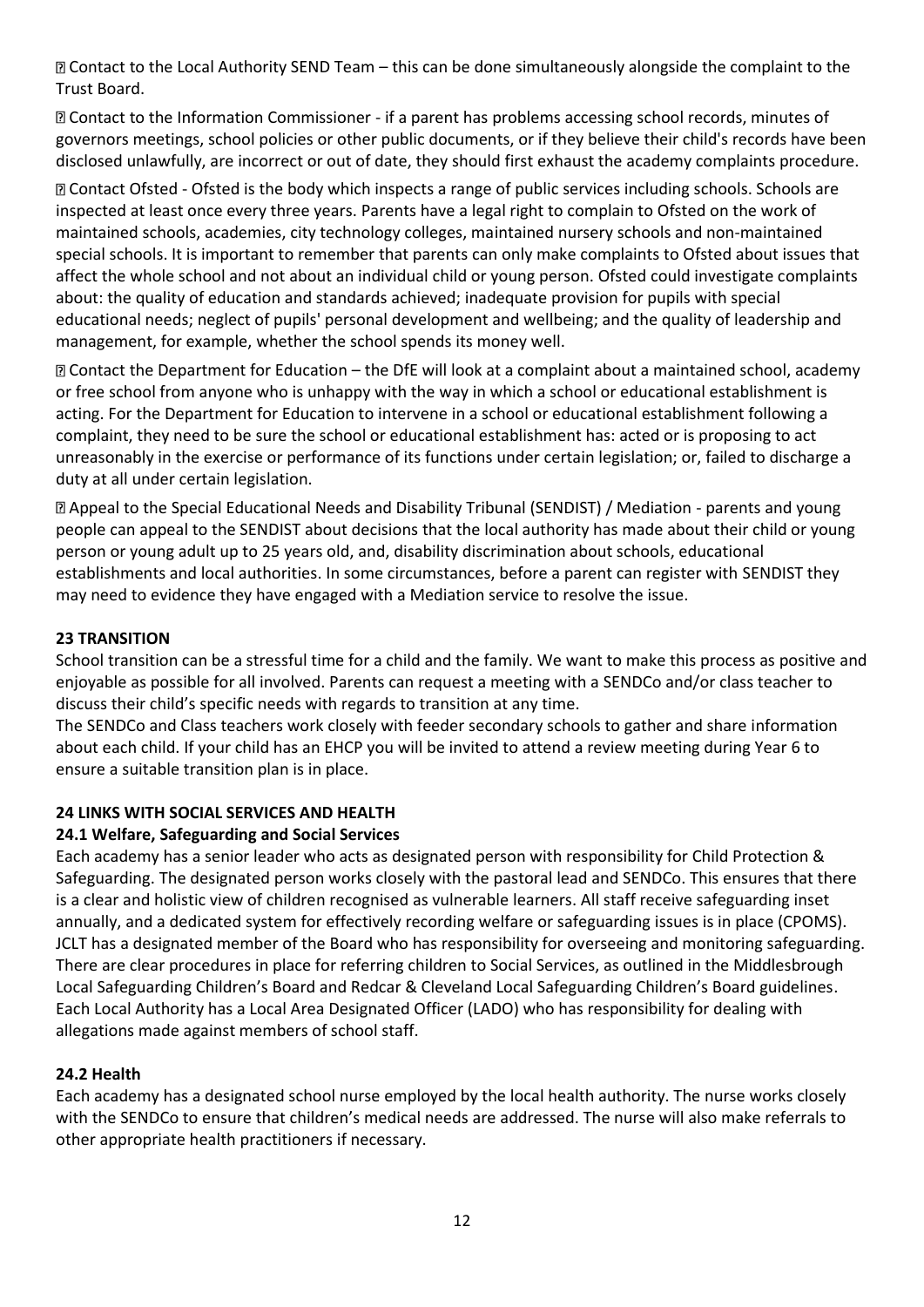- Contact to the Local Authority SEND Team – this can be done simultaneously alongside the complaint to the Trust Board.
- Contact to the Information Commissioner - if a parent has problems accessing school records, minutes of governors meetings, school policies or other public documents, or if they believe their child's records have been disclosed unlawfully, are incorrect or out of date, they should first exhaust the academy complaints procedure.
- Contact Ofsted - Ofsted is the body which inspects a range of public services including schools. Schools are inspected at least once every three years. Parents have a legal right to complain to Ofsted on the work of maintained schools, academies, city technology colleges, maintained nursery schools and non-maintained special schools. It is important to remember that parents can only make complaints to Ofsted about issues that affect the whole school and not about an individual child or young person. Ofsted could investigate complaints about: the quality of education and standards achieved; inadequate provision for pupils with special educational needs; neglect of pupils' personal development and wellbeing; and the quality of leadership and management, for example, whether the school spends its money well.
- Contact the Department for Education – the DfE will look at a complaint about a maintained school, academy or free school from anyone who is unhappy with the way in which a school or educational establishment is acting. For the Department for Education to intervene in a school or educational establishment following a complaint, they need to be sure the school or educational establishment has: acted or is proposing to act unreasonably in the exercise or performance of its functions under certain legislation; or, failed to discharge a duty at all under certain legislation.
- Appeal to the Special Educational Needs and Disability Tribunal (SENDIST) / Mediation - parents and young people can appeal to the SENDIST about decisions that the local authority has made about their child or young person or young adult up to 25 years old, and, disability discrimination about schools, educational establishments and local authorities. In some circumstances, before a parent can register with SENDIST they may need to evidence they have engaged with a Mediation service to resolve the issue.

## 23 TRANSITION

School transition can be a stressful time for a child and the family. We want to make this process as positive and enjoyable as possible for all involved. Parents can request a meeting with a SENDCo and/or class teacher to discuss their child's specific needs with regards to transition at any time.

The SENDCo and Class teachers work closely with feeder secondary schools to gather and share information about each child. If your child has an EHCP you will be invited to attend a review meeting during Year 6 to ensure a suitable transition plan is in place.

## 24 LINKS WITH SOCIAL SERVICES AND HEALTH

### 24.1 Welfare, Safeguarding and Social Services

Each academy has a senior leader who acts as designated person with responsibility for Child Protection & Safeguarding. The designated person works closely with the pastoral lead and SENDCo. This ensures that there is a clear and holistic view of children recognised as vulnerable learners. All staff receive safeguarding inset annually, and a dedicated system for effectively recording welfare or safeguarding issues is in place (CPOMS). JCLT has a designated member of the Board who has responsibility for overseeing and monitoring safeguarding. There are clear procedures in place for referring children to Social Services, as outlined in the Middlesbrough Local Safeguarding Children's Board and Redcar & Cleveland Local Safeguarding Children's Board guidelines. Each Local Authority has a Local Area Designated Officer (LADO) who has responsibility for dealing with allegations made against members of school staff.

### 24.2 Health

Each academy has a designated school nurse employed by the local health authority. The nurse works closely with the SENDCo to ensure that children's medical needs are addressed. The nurse will also make referrals to other appropriate health practitioners if necessary.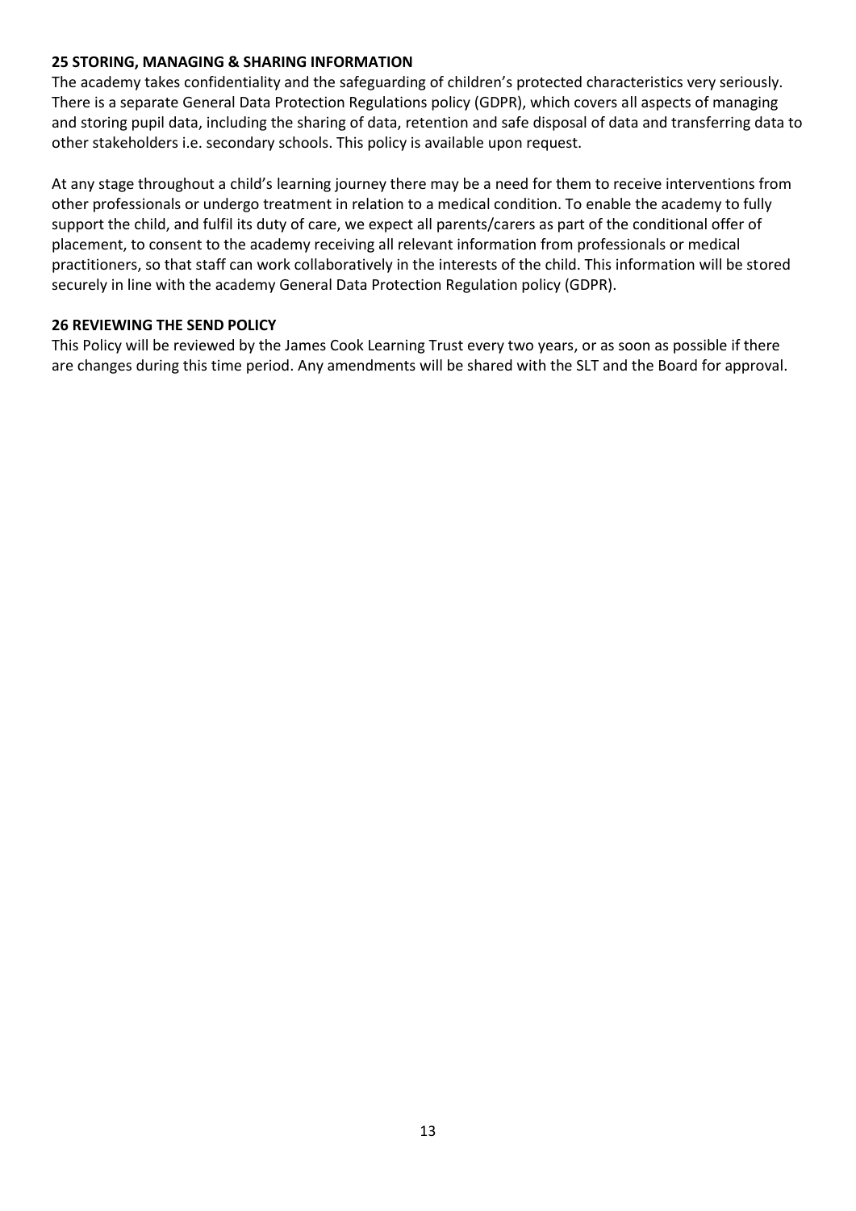## 25 STORING, MANAGING & SHARING INFORMATION

The academy takes confidentiality and the safeguarding of children's protected characteristics very seriously. There is a separate General Data Protection Regulations policy (GDPR), which covers all aspects of managing and storing pupil data, including the sharing of data, retention and safe disposal of data and transferring data to other stakeholders i.e. secondary schools. This policy is available upon request.

At any stage throughout a child's learning journey there may be a need for them to receive interventions from other professionals or undergo treatment in relation to a medical condition. To enable the academy to fully support the child, and fulfil its duty of care, we expect all parents/carers as part of the conditional offer of placement, to consent to the academy receiving all relevant information from professionals or medical practitioners, so that staff can work collaboratively in the interests of the child. This information will be stored securely in line with the academy General Data Protection Regulation policy (GDPR).

## 26 REVIEWING THE SEND POLICY

This Policy will be reviewed by the James Cook Learning Trust every two years, or as soon as possible if there are changes during this time period. Any amendments will be shared with the SLT and the Board for approval.